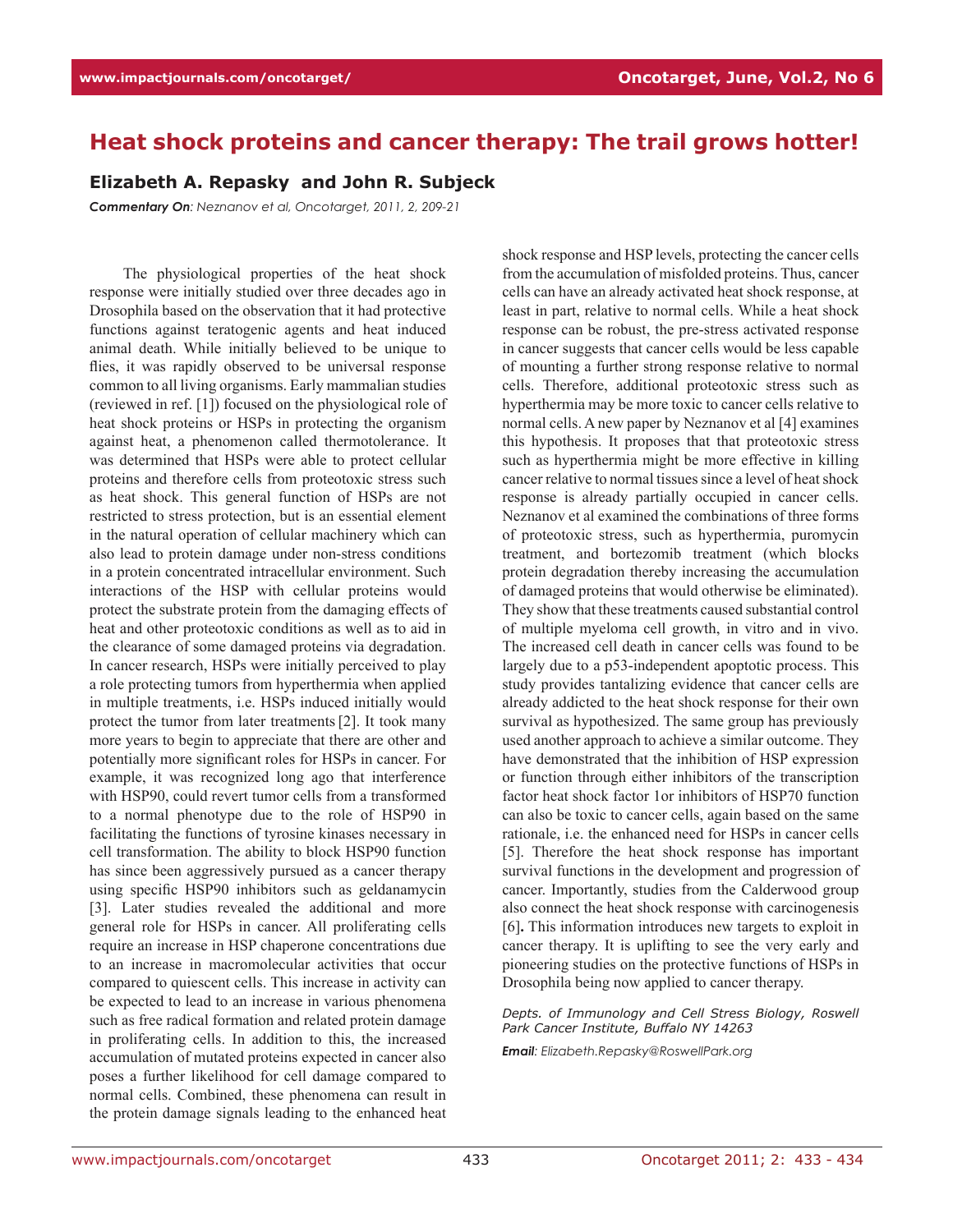# Heat shock proteins and cancer therapy: The trail grows hotter!

**Elizabeth A. Repasky and John R. Subjeck**

***Commentary On**: Neznanov et al, Oncotarget, 2011, 2, 209-21*

The physiological properties of the heat shock response were initially studied over three decades ago in Drosophila based on the observation that it had protective functions against teratogenic agents and heat induced animal death. While initially believed to be unique to flies, it was rapidly observed to be universal response common to all living organisms. Early mammalian studies (reviewed in ref. [1]) focused on the physiological role of heat shock proteins or HSPs in protecting the organism against heat, a phenomenon called thermotolerance. It was determined that HSPs were able to protect cellular proteins and therefore cells from proteotoxic stress such as heat shock. This general function of HSPs are not restricted to stress protection, but is an essential element in the natural operation of cellular machinery which can also lead to protein damage under non-stress conditions in a protein concentrated intracellular environment. Such interactions of the HSP with cellular proteins would protect the substrate protein from the damaging effects of heat and other proteotoxic conditions as well as to aid in the clearance of some damaged proteins via degradation. In cancer research, HSPs were initially perceived to play a role protecting tumors from hyperthermia when applied in multiple treatments, i.e. HSPs induced initially would protect the tumor from later treatments [2]. It took many more years to begin to appreciate that there are other and potentially more significant roles for HSPs in cancer. For example, it was recognized long ago that interference with HSP90, could revert tumor cells from a transformed to a normal phenotype due to the role of HSP90 in facilitating the functions of tyrosine kinases necessary in cell transformation. The ability to block HSP90 function has since been aggressively pursued as a cancer therapy using specific HSP90 inhibitors such as geldanamycin [3]. Later studies revealed the additional and more general role for HSPs in cancer. All proliferating cells require an increase in HSP chaperone concentrations due to an increase in macromolecular activities that occur compared to quiescent cells. This increase in activity can be expected to lead to an increase in various phenomena such as free radical formation and related protein damage in proliferating cells. In addition to this, the increased accumulation of mutated proteins expected in cancer also poses a further likelihood for cell damage compared to normal cells. Combined, these phenomena can result in the protein damage signals leading to the enhanced heat shock response and HSP levels, protecting the cancer cells from the accumulation of misfolded proteins. Thus, cancer cells can have an already activated heat shock response, at least in part, relative to normal cells. While a heat shock response can be robust, the pre-stress activated response in cancer suggests that cancer cells would be less capable of mounting a further strong response relative to normal cells. Therefore, additional proteotoxic stress such as hyperthermia may be more toxic to cancer cells relative to normal cells. A new paper by Neznanov et al [4] examines this hypothesis. It proposes that that proteotoxic stress such as hyperthermia might be more effective in killing cancer relative to normal tissues since a level of heat shock response is already partially occupied in cancer cells. Neznanov et al examined the combinations of three forms of proteotoxic stress, such as hyperthermia, puromycin treatment, and bortezomib treatment (which blocks protein degradation thereby increasing the accumulation of damaged proteins that would otherwise be eliminated). They show that these treatments caused substantial control of multiple myeloma cell growth, in vitro and in vivo. The increased cell death in cancer cells was found to be largely due to a p53-independent apoptotic process. This study provides tantalizing evidence that cancer cells are already addicted to the heat shock response for their own survival as hypothesized. The same group has previously used another approach to achieve a similar outcome. They have demonstrated that the inhibition of HSP expression or function through either inhibitors of the transcription factor heat shock factor 1or inhibitors of HSP70 function can also be toxic to cancer cells, again based on the same rationale, i.e. the enhanced need for HSPs in cancer cells [5]. Therefore the heat shock response has important survival functions in the development and progression of cancer. Importantly, studies from the Calderwood group also connect the heat shock response with carcinogenesis [6]**.** This information introduces new targets to exploit in cancer therapy. It is uplifting to see the very early and pioneering studies on the protective functions of HSPs in Drosophila being now applied to cancer therapy.

*Depts. of Immunology and Cell Stress Biology, Roswell Park Cancer Institute, Buffalo NY 14263*

***Email**: Elizabeth.Repasky@RoswellPark.org*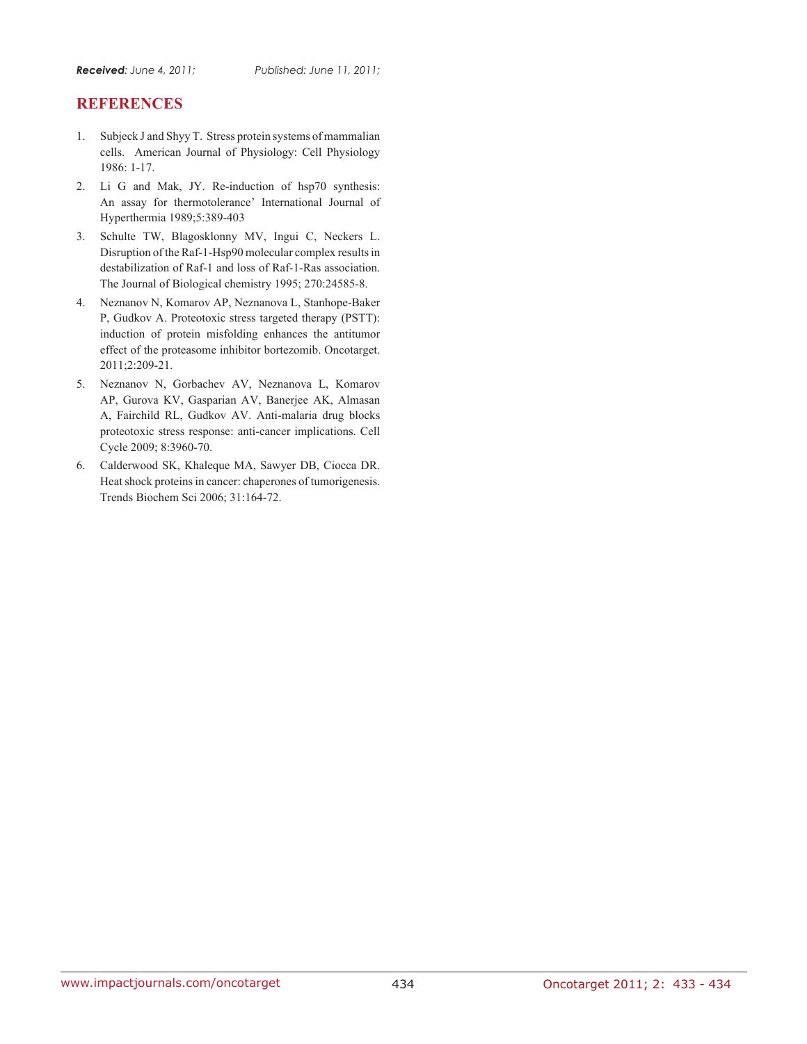*Received*: June 4, 2011; Published: June 11, 2011;

## REFERENCES

1. Subjeck J and Shyy T. Stress protein systems of mammalian cells. American Journal of Physiology: Cell Physiology 1986: 1-17.
2. Li G and Mak, JY. Re-induction of hsp70 synthesis: An assay for thermotolerance' International Journal of Hyperthermia 1989;5:389-403
3. Schulte TW, Blagosklonny MV, Ingui C, Neckers L. Disruption of the Raf-1-Hsp90 molecular complex results in destabilization of Raf-1 and loss of Raf-1-Ras association. The Journal of Biological chemistry 1995; 270:24585-8.
4. Neznanov N, Komarov AP, Neznanova L, Stanhope-Baker P, Gudkov A. Proteotoxic stress targeted therapy (PSTT): induction of protein misfolding enhances the antitumor effect of the proteasome inhibitor bortezomib. Oncotarget. 2011;2:209-21.
5. Neznanov N, Gorbachev AV, Neznanova L, Komarov AP, Gurova KV, Gasparian AV, Banerjee AK, Almasan A, Fairchild RL, Gudkov AV. Anti-malaria drug blocks proteotoxic stress response: anti-cancer implications. Cell Cycle 2009; 8:3960-70.
6. Calderwood SK, Khaleque MA, Sawyer DB, Ciocca DR. Heat shock proteins in cancer: chaperones of tumorigenesis. Trends Biochem Sci 2006; 31:164-72.